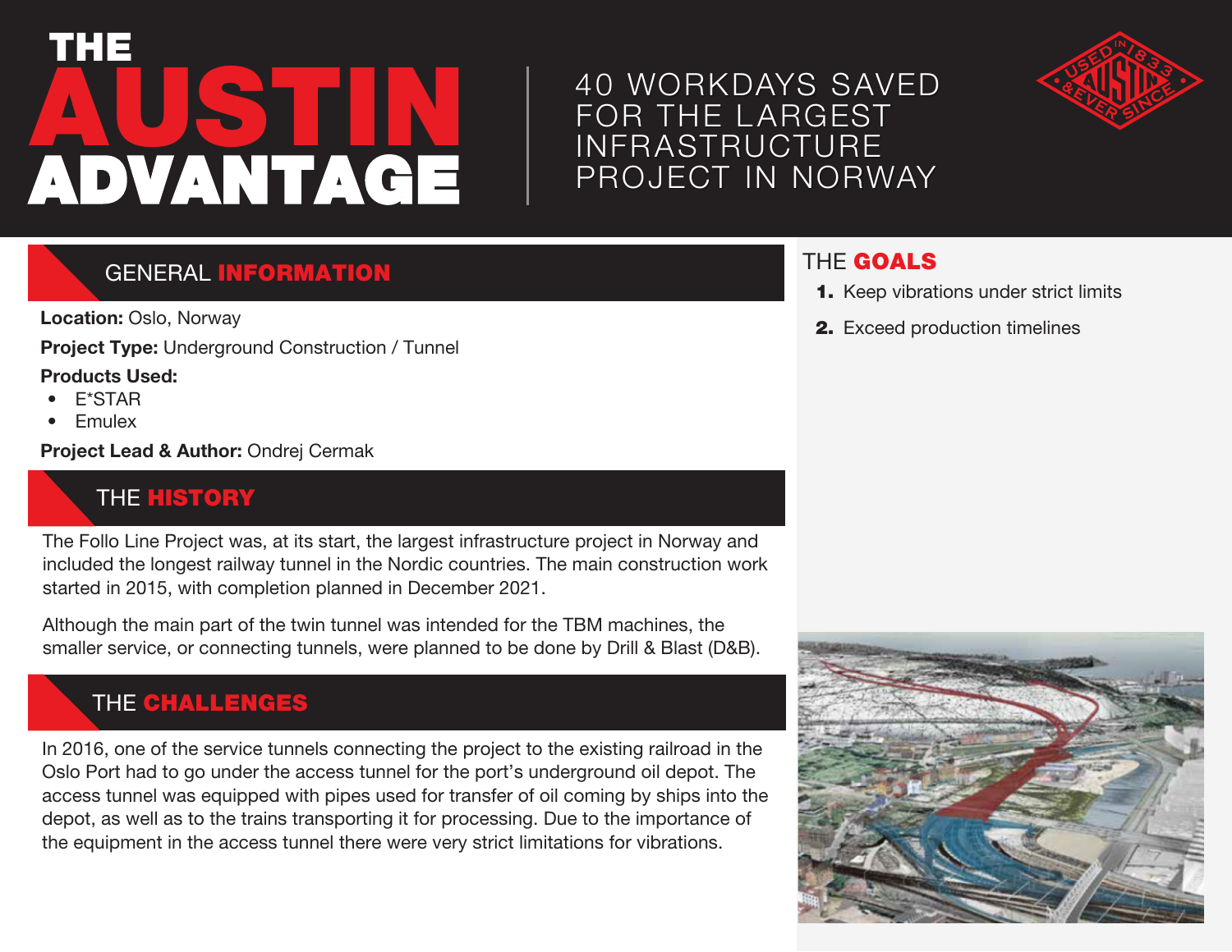# THE AUSTIN ADVANTAGE

40 WORKDAYS SAVED FOR THE LARGEST INFRASTRUCTURE PROJECT IN NORWAY

## GENERAL INFORMATION

**Location:** Oslo, Norway

**Project Type:** Underground Construction / Tunnel

**Products Used:**

- E*STAR
- Emulex

**Project Lead & Author:** Ondrej Cermak

## THE HISTORY

The Follo Line Project was, at its start, the largest infrastructure project in Norway and included the longest railway tunnel in the Nordic countries. The main construction work started in 2015, with completion planned in December 2021.

Although the main part of the twin tunnel was intended for the TBM machines, the smaller service, or connecting tunnels, were planned to be done by Drill & Blast (D&B).

## THE CHALLENGES

In 2016, one of the service tunnels connecting the project to the existing railroad in the Oslo Port had to go under the access tunnel for the port's underground oil depot. The access tunnel was equipped with pipes used for transfer of oil coming by ships into the depot, as well as to the trains transporting it for processing. Due to the importance of the equipment in the access tunnel there were very strict limitations for vibrations.

## THE GOALS

1. Keep vibrations under strict limits
2. Exceed production timelines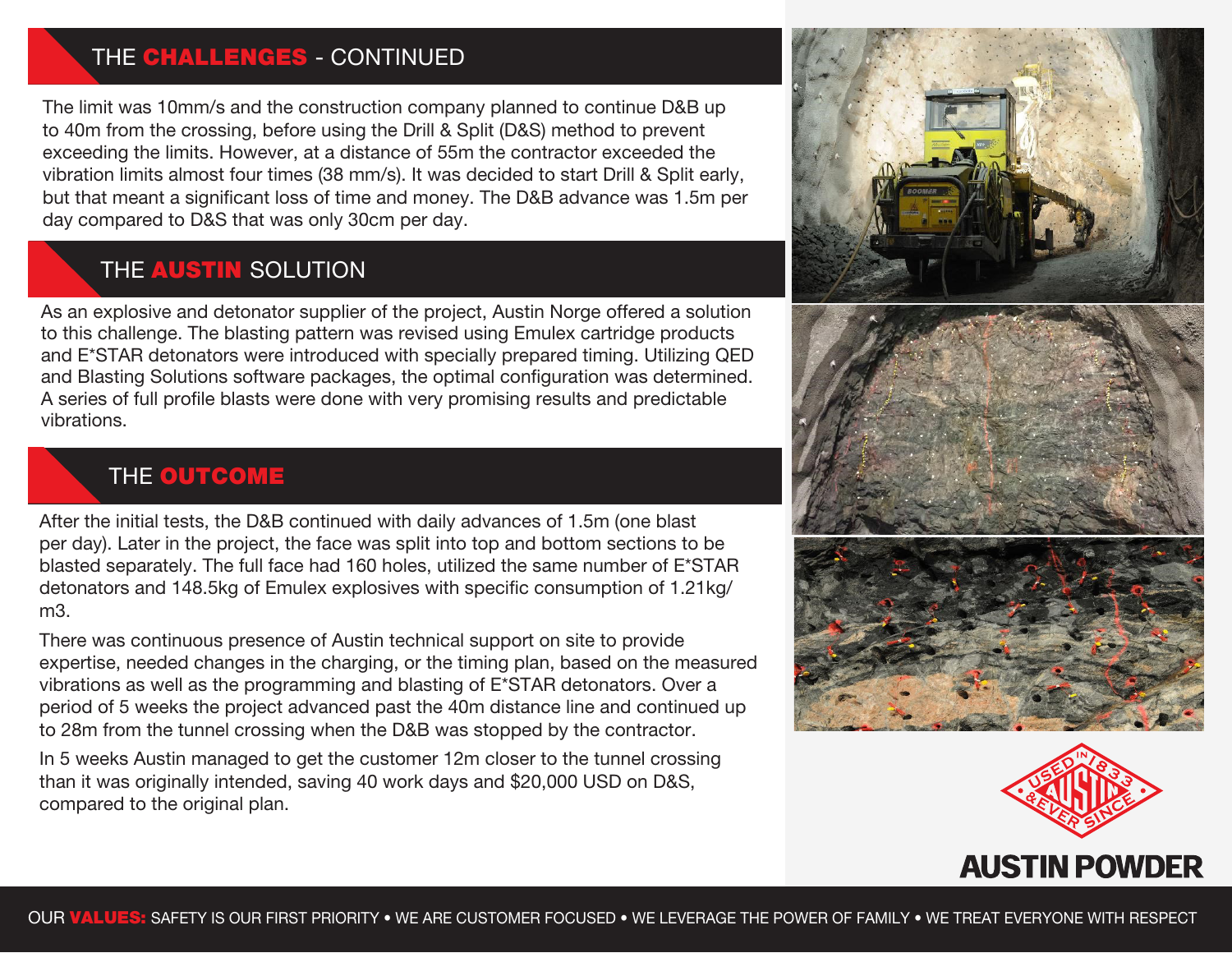## THE CHALLENGES - CONTINUED

The limit was 10mm/s and the construction company planned to continue D&B up to 40m from the crossing, before using the Drill & Split (D&S) method to prevent exceeding the limits. However, at a distance of 55m the contractor exceeded the vibration limits almost four times (38 mm/s). It was decided to start Drill & Split early, but that meant a significant loss of time and money. The D&B advance was 1.5m per day compared to D&S that was only 30cm per day.

## THE AUSTIN SOLUTION

As an explosive and detonator supplier of the project, Austin Norge offered a solution to this challenge. The blasting pattern was revised using Emulex cartridge products and E*STAR detonators were introduced with specially prepared timing. Utilizing QED and Blasting Solutions software packages, the optimal configuration was determined. A series of full profile blasts were done with very promising results and predictable vibrations.

## THE OUTCOME

After the initial tests, the D&B continued with daily advances of 1.5m (one blast per day). Later in the project, the face was split into top and bottom sections to be blasted separately. The full face had 160 holes, utilized the same number of E*STAR detonators and 148.5kg of Emulex explosives with specific consumption of 1.21kg/m3.

There was continuous presence of Austin technical support on site to provide expertise, needed changes in the charging, or the timing plan, based on the measured vibrations as well as the programming and blasting of E*STAR detonators. Over a period of 5 weeks the project advanced past the 40m distance line and continued up to 28m from the tunnel crossing when the D&B was stopped by the contractor.

In 5 weeks Austin managed to get the customer 12m closer to the tunnel crossing than it was originally intended, saving 40 work days and $20,000 USD on D&S, compared to the original plan.

USED IN 1833 & EVER SINCE

AUSTIN POWDER

OUR VALUES: SAFETY IS OUR FIRST PRIORITY • WE ARE CUSTOMER FOCUSED • WE LEVERAGE THE POWER OF FAMILY • WE TREAT EVERYONE WITH RESPECT